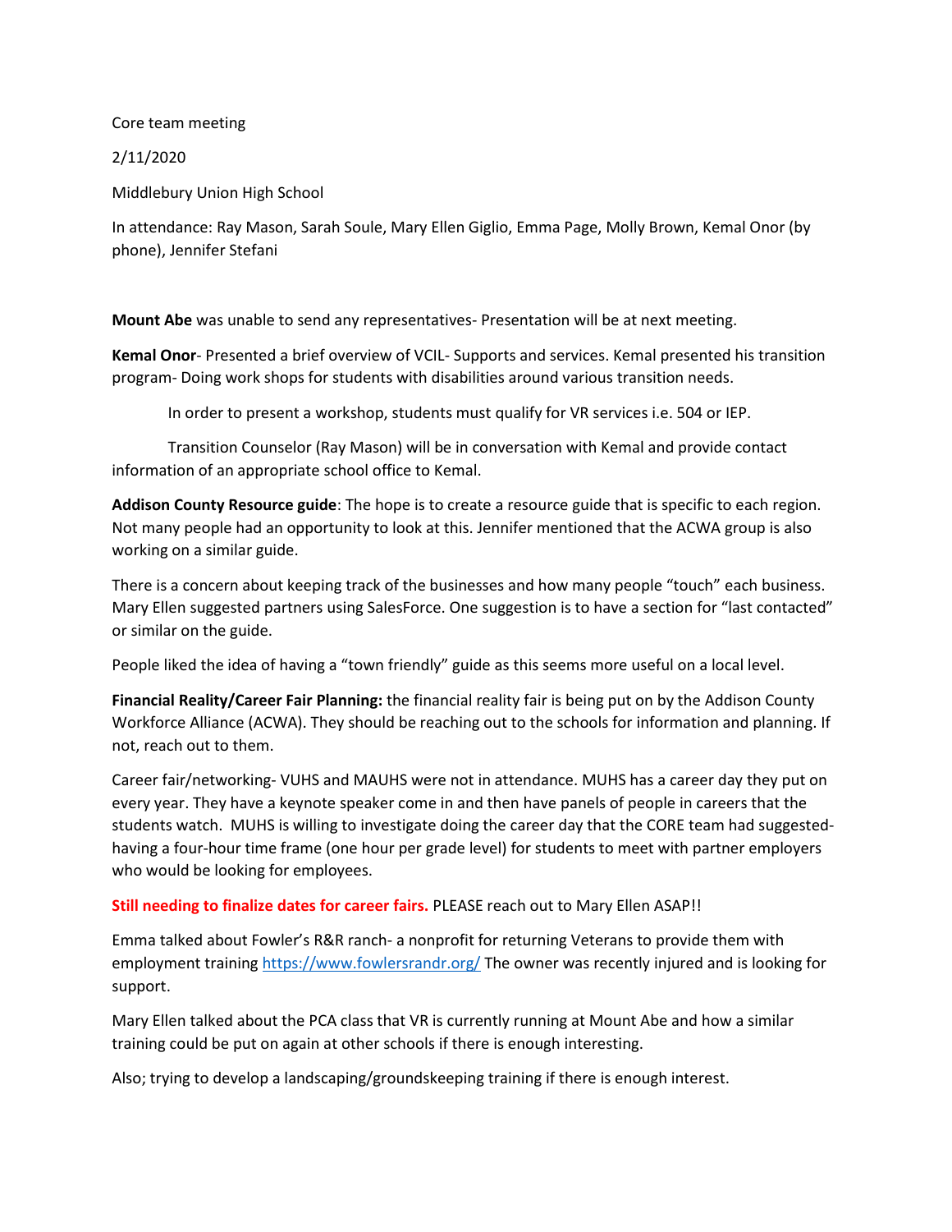Core team meeting

2/11/2020

Middlebury Union High School

In attendance: Ray Mason, Sarah Soule, Mary Ellen Giglio, Emma Page, Molly Brown, Kemal Onor (by phone), Jennifer Stefani

**Mount Abe** was unable to send any representatives- Presentation will be at next meeting.

**Kemal Onor**- Presented a brief overview of VCIL- Supports and services. Kemal presented his transition program- Doing work shops for students with disabilities around various transition needs.

In order to present a workshop, students must qualify for VR services i.e. 504 or IEP.

Transition Counselor (Ray Mason) will be in conversation with Kemal and provide contact information of an appropriate school office to Kemal.

**Addison County Resource guide**: The hope is to create a resource guide that is specific to each region. Not many people had an opportunity to look at this. Jennifer mentioned that the ACWA group is also working on a similar guide.

There is a concern about keeping track of the businesses and how many people "touch" each business. Mary Ellen suggested partners using SalesForce. One suggestion is to have a section for "last contacted" or similar on the guide.

People liked the idea of having a "town friendly" guide as this seems more useful on a local level.

**Financial Reality/Career Fair Planning:** the financial reality fair is being put on by the Addison County Workforce Alliance (ACWA). They should be reaching out to the schools for information and planning. If not, reach out to them.

Career fair/networking- VUHS and MAUHS were not in attendance. MUHS has a career day they put on every year. They have a keynote speaker come in and then have panels of people in careers that the students watch. MUHS is willing to investigate doing the career day that the CORE team had suggested- having a four-hour time frame (one hour per grade level) for students to meet with partner employers who would be looking for employees.

**Still needing to finalize dates for career fairs.** PLEASE reach out to Mary Ellen ASAP!!

Emma talked about Fowler's R&R ranch- a nonprofit for returning Veterans to provide them with employment training https://www.fowlersrandr.org/ The owner was recently injured and is looking for support.

Mary Ellen talked about the PCA class that VR is currently running at Mount Abe and how a similar training could be put on again at other schools if there is enough interesting.

Also; trying to develop a landscaping/groundskeeping training if there is enough interest.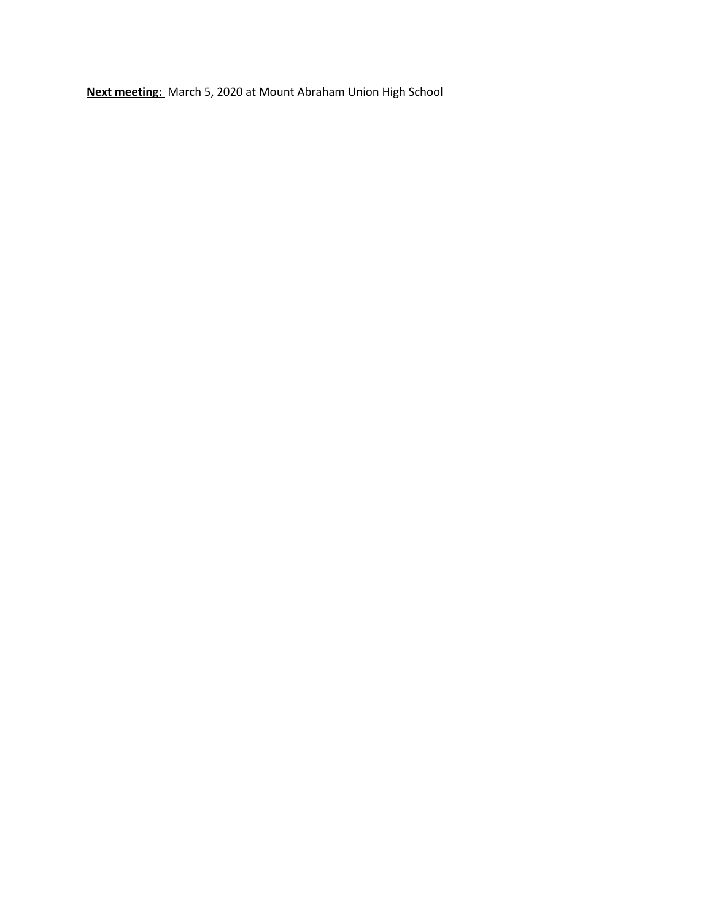**Next meeting:** March 5, 2020 at Mount Abraham Union High School